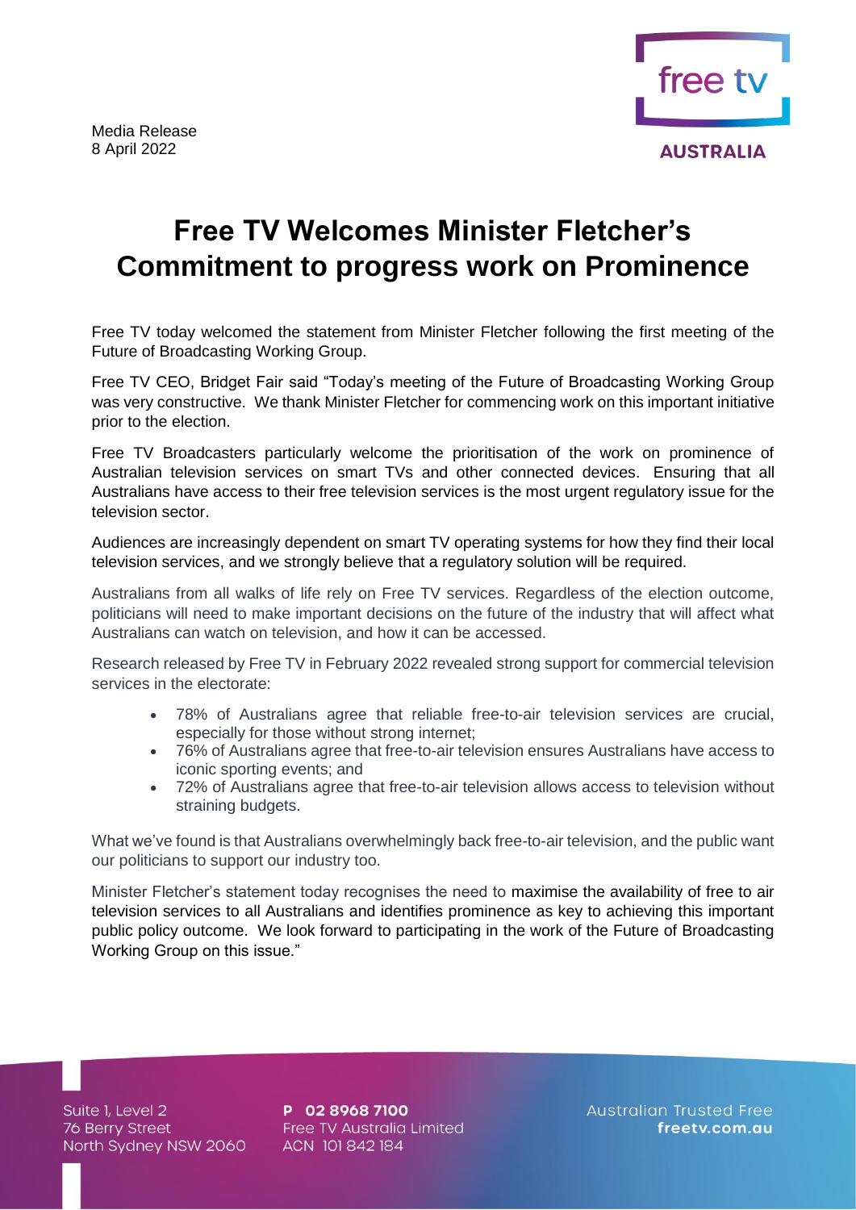Media Release
8 April 2022

# Free TV Welcomes Minister Fletcher's Commitment to progress work on Prominence

Free TV today welcomed the statement from Minister Fletcher following the first meeting of the Future of Broadcasting Working Group.

Free TV CEO, Bridget Fair said "Today's meeting of the Future of Broadcasting Working Group was very constructive. We thank Minister Fletcher for commencing work on this important initiative prior to the election.

Free TV Broadcasters particularly welcome the prioritisation of the work on prominence of Australian television services on smart TVs and other connected devices. Ensuring that all Australians have access to their free television services is the most urgent regulatory issue for the television sector.

Audiences are increasingly dependent on smart TV operating systems for how they find their local television services, and we strongly believe that a regulatory solution will be required.

Australians from all walks of life rely on Free TV services. Regardless of the election outcome, politicians will need to make important decisions on the future of the industry that will affect what Australians can watch on television, and how it can be accessed.

Research released by Free TV in February 2022 revealed strong support for commercial television services in the electorate:

- 78% of Australians agree that reliable free-to-air television services are crucial, especially for those without strong internet;
- 76% of Australians agree that free-to-air television ensures Australians have access to iconic sporting events; and
- 72% of Australians agree that free-to-air television allows access to television without straining budgets.

What we've found is that Australians overwhelmingly back free-to-air television, and the public want our politicians to support our industry too.

Minister Fletcher's statement today recognises the need to maximise the availability of free to air television services to all Australians and identifies prominence as key to achieving this important public policy outcome. We look forward to participating in the work of the Future of Broadcasting Working Group on this issue."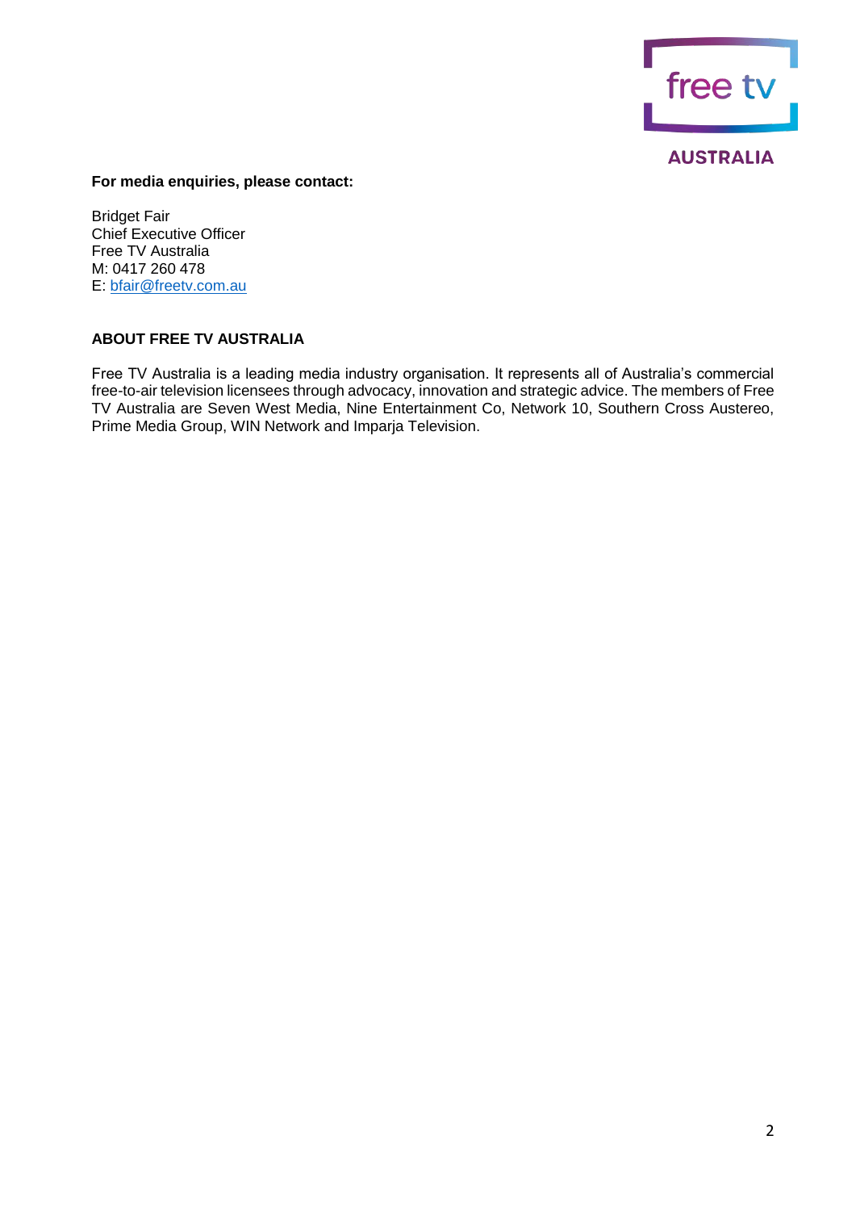**For media enquiries, please contact:**

Bridget Fair  
Chief Executive Officer  
Free TV Australia  
M: 0417 260 478  
E: bfair@freetv.com.au

**ABOUT FREE TV AUSTRALIA**

Free TV Australia is a leading media industry organisation. It represents all of Australia's commercial free-to-air television licensees through advocacy, innovation and strategic advice. The members of Free TV Australia are Seven West Media, Nine Entertainment Co, Network 10, Southern Cross Austereo, Prime Media Group, WIN Network and Imparja Television.